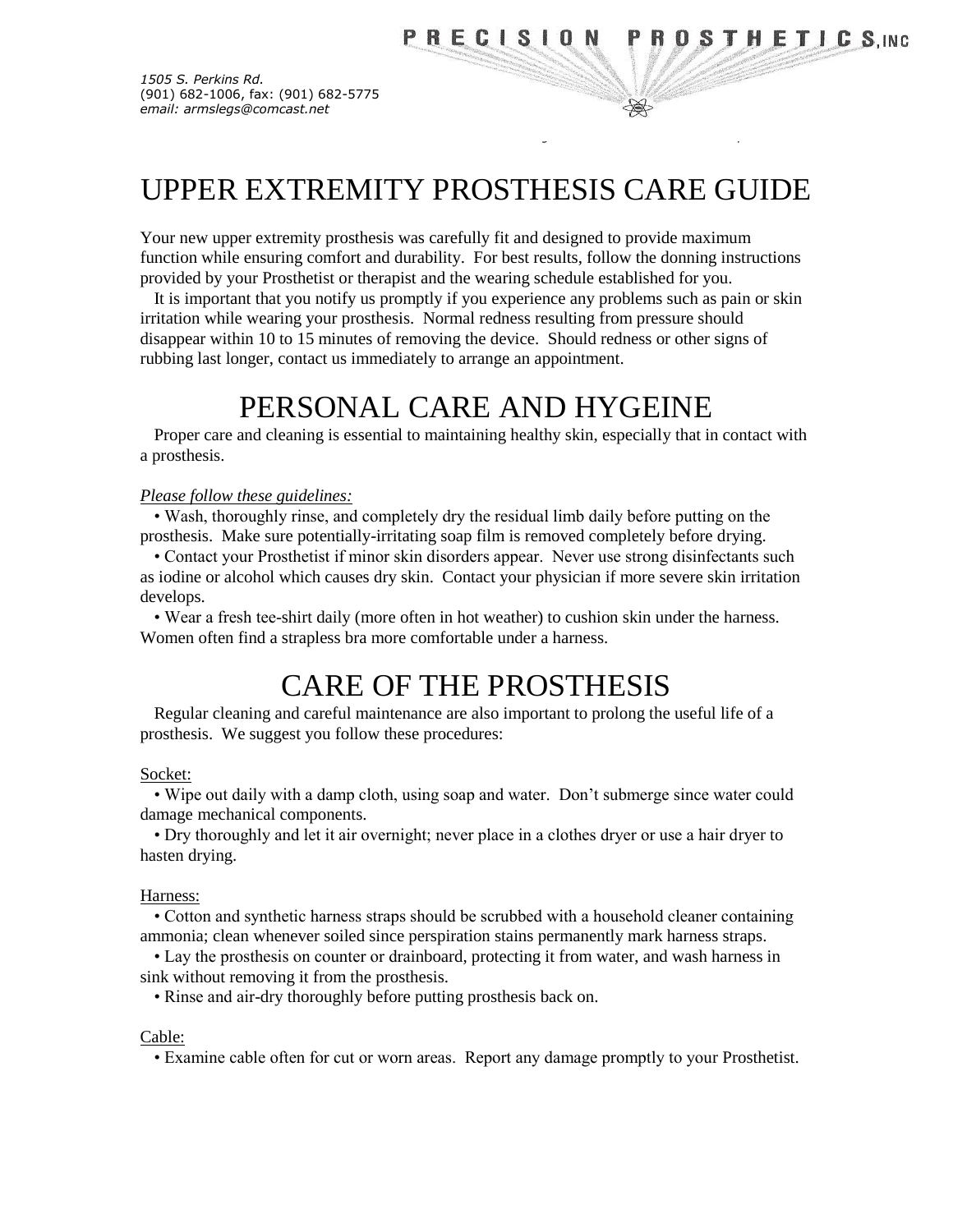PRECISION PROSTHETICS, INC

*1505 S. Perkins Rd.*
(901) 682-1006, fax: (901) 682-5775
*email: armslegs@comcast.net*

# UPPER EXTREMITY PROSTHESIS CARE GUIDE

Your new upper extremity prosthesis was carefully fit and designed to provide maximum function while ensuring comfort and durability. For best results, follow the donning instructions provided by your Prosthetist or therapist and the wearing schedule established for you.

It is important that you notify us promptly if you experience any problems such as pain or skin irritation while wearing your prosthesis. Normal redness resulting from pressure should disappear within 10 to 15 minutes of removing the device. Should redness or other signs of rubbing last longer, contact us immediately to arrange an appointment.

# PERSONAL CARE AND HYGEINE

Proper care and cleaning is essential to maintaining healthy skin, especially that in contact with a prosthesis.

*Please follow these guidelines:*

• Wash, thoroughly rinse, and completely dry the residual limb daily before putting on the prosthesis. Make sure potentially-irritating soap film is removed completely before drying.

• Contact your Prosthetist if minor skin disorders appear. Never use strong disinfectants such as iodine or alcohol which causes dry skin. Contact your physician if more severe skin irritation develops.

• Wear a fresh tee-shirt daily (more often in hot weather) to cushion skin under the harness. Women often find a strapless bra more comfortable under a harness.

# CARE OF THE PROSTHESIS

Regular cleaning and careful maintenance are also important to prolong the useful life of a prosthesis. We suggest you follow these procedures:

Socket:

• Wipe out daily with a damp cloth, using soap and water. Don't submerge since water could damage mechanical components.

• Dry thoroughly and let it air overnight; never place in a clothes dryer or use a hair dryer to hasten drying.

Harness:

• Cotton and synthetic harness straps should be scrubbed with a household cleaner containing ammonia; clean whenever soiled since perspiration stains permanently mark harness straps.

• Lay the prosthesis on counter or drainboard, protecting it from water, and wash harness in sink without removing it from the prosthesis.

• Rinse and air-dry thoroughly before putting prosthesis back on.

Cable:

• Examine cable often for cut or worn areas. Report any damage promptly to your Prosthetist.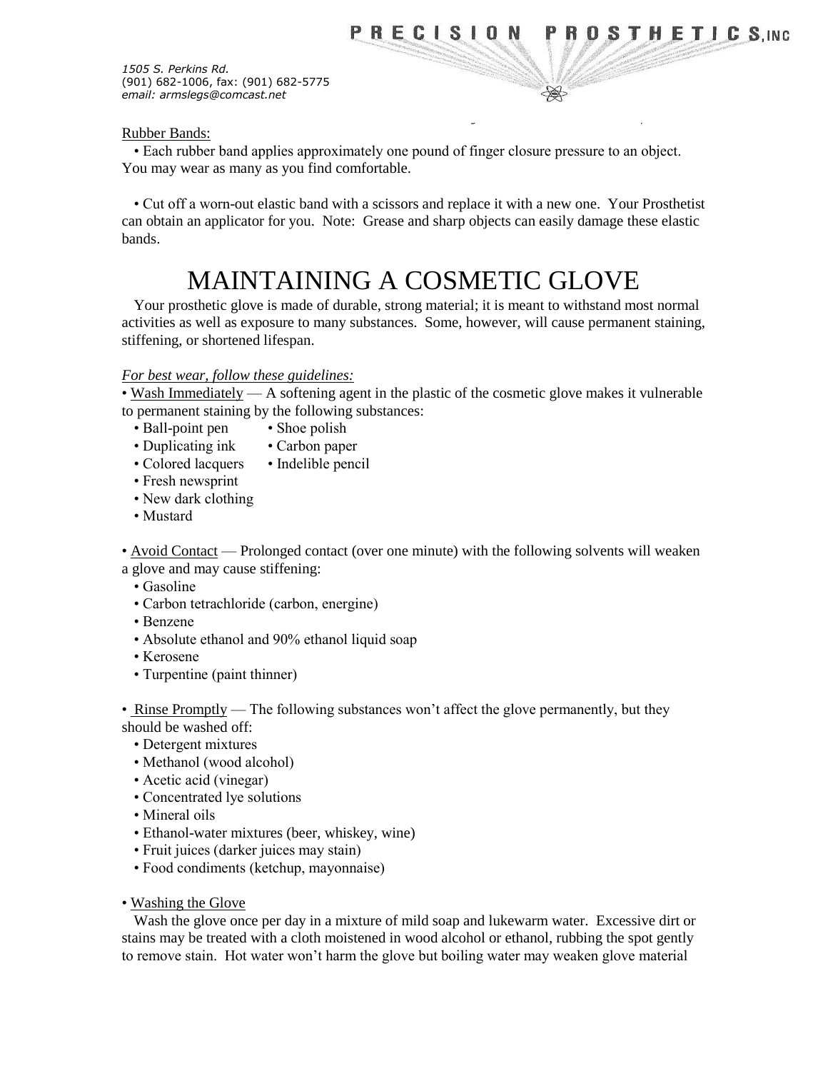Rubber Bands:

• Each rubber band applies approximately one pound of finger closure pressure to an object. You may wear as many as you find comfortable.

• Cut off a worn-out elastic band with a scissors and replace it with a new one. Your Prosthetist can obtain an applicator for you. Note: Grease and sharp objects can easily damage these elastic bands.

# MAINTAINING A COSMETIC GLOVE

Your prosthetic glove is made of durable, strong material; it is meant to withstand most normal activities as well as exposure to many substances. Some, however, will cause permanent staining, stiffening, or shortened lifespan.

*For best wear, follow these guidelines:*

• Wash Immediately — A softening agent in the plastic of the cosmetic glove makes it vulnerable to permanent staining by the following substances:

- Ball-point pen
- Shoe polish
- Duplicating ink
- Carbon paper
- Colored lacquers
- Indelible pencil
- Fresh newsprint
- New dark clothing
- Mustard

• Avoid Contact — Prolonged contact (over one minute) with the following solvents will weaken a glove and may cause stiffening:

- Gasoline
- Carbon tetrachloride (carbon, energine)
- Benzene
- Absolute ethanol and 90% ethanol liquid soap
- Kerosene
- Turpentine (paint thinner)

• Rinse Promptly — The following substances won't affect the glove permanently, but they should be washed off:

- Detergent mixtures
- Methanol (wood alcohol)
- Acetic acid (vinegar)
- Concentrated lye solutions
- Mineral oils
- Ethanol-water mixtures (beer, whiskey, wine)
- Fruit juices (darker juices may stain)
- Food condiments (ketchup, mayonnaise)

• Washing the Glove

Wash the glove once per day in a mixture of mild soap and lukewarm water. Excessive dirt or stains may be treated with a cloth moistened in wood alcohol or ethanol, rubbing the spot gently to remove stain. Hot water won't harm the glove but boiling water may weaken glove material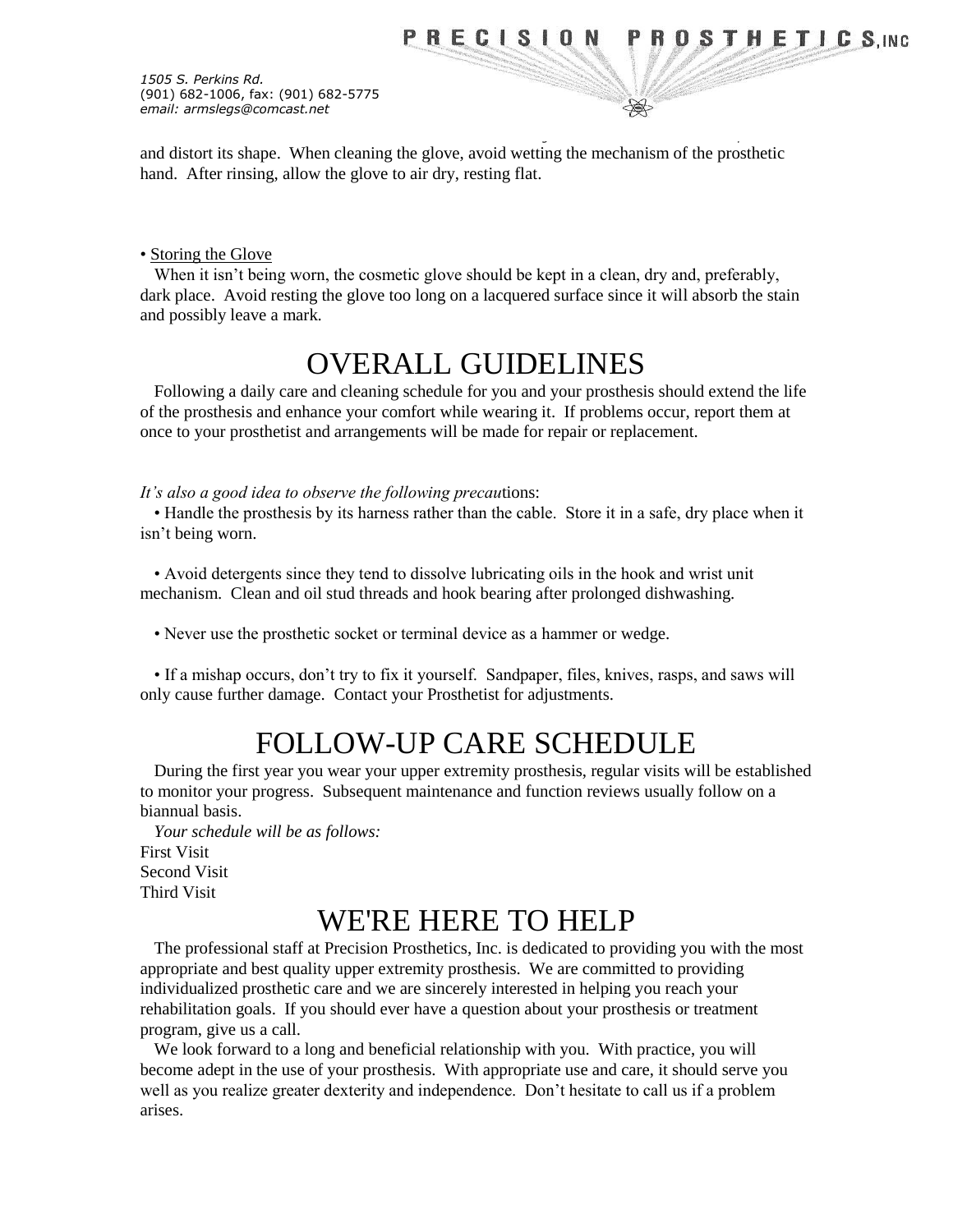and distort its shape. When cleaning the glove, avoid wetting the mechanism of the prosthetic hand. After rinsing, allow the glove to air dry, resting flat.

• Storing the Glove

When it isn't being worn, the cosmetic glove should be kept in a clean, dry and, preferably, dark place. Avoid resting the glove too long on a lacquered surface since it will absorb the stain and possibly leave a mark.

# OVERALL GUIDELINES

Following a daily care and cleaning schedule for you and your prosthesis should extend the life of the prosthesis and enhance your comfort while wearing it. If problems occur, report them at once to your prosthetist and arrangements will be made for repair or replacement.

*It's also a good idea to observe the following precautions:*

- Handle the prosthesis by its harness rather than the cable. Store it in a safe, dry place when it isn't being worn.

- Avoid detergents since they tend to dissolve lubricating oils in the hook and wrist unit mechanism. Clean and oil stud threads and hook bearing after prolonged dishwashing.

- Never use the prosthetic socket or terminal device as a hammer or wedge.

- If a mishap occurs, don't try to fix it yourself. Sandpaper, files, knives, rasps, and saws will only cause further damage. Contact your Prosthetist for adjustments.

# FOLLOW-UP CARE SCHEDULE

During the first year you wear your upper extremity prosthesis, regular visits will be established to monitor your progress. Subsequent maintenance and function reviews usually follow on a biannual basis.

*Your schedule will be as follows:*

First Visit
Second Visit
Third Visit

# WE'RE HERE TO HELP

The professional staff at Precision Prosthetics, Inc. is dedicated to providing you with the most appropriate and best quality upper extremity prosthesis. We are committed to providing individualized prosthetic care and we are sincerely interested in helping you reach your rehabilitation goals. If you should ever have a question about your prosthesis or treatment program, give us a call.

We look forward to a long and beneficial relationship with you. With practice, you will become adept in the use of your prosthesis. With appropriate use and care, it should serve you well as you realize greater dexterity and independence. Don't hesitate to call us if a problem arises.